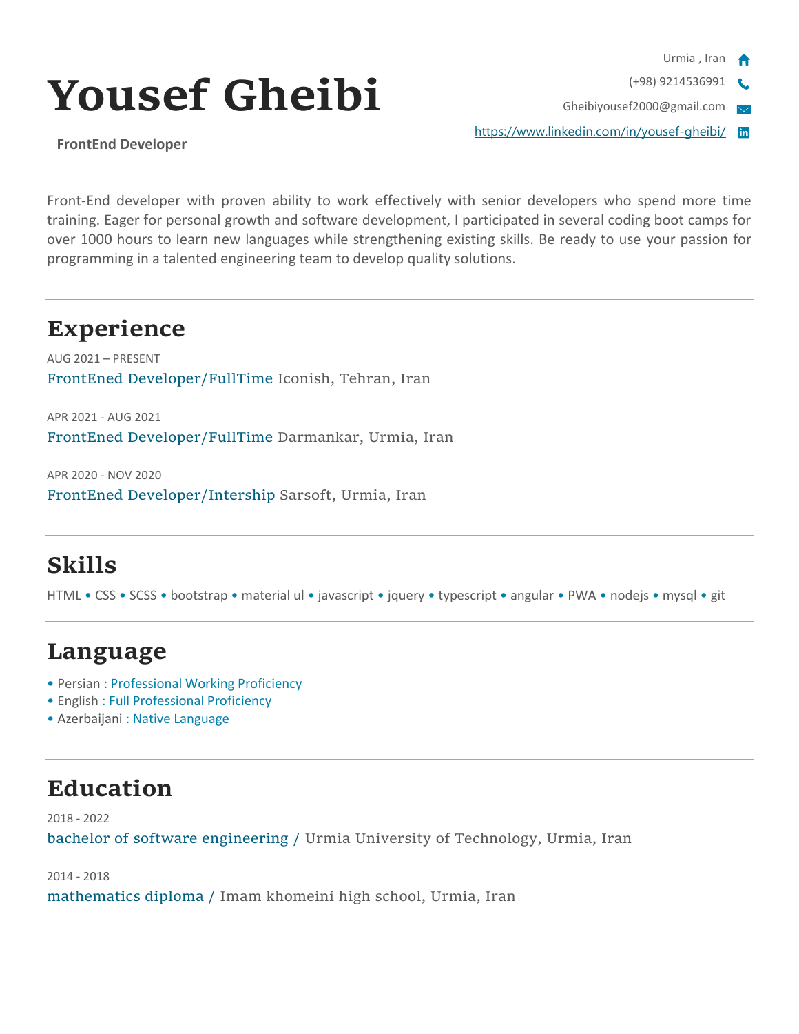# Yousef Gheibi

**FrontEnd Developer**

Urmia , Iran

(+98) 9214536991

Gheibiyousef2000@gmail.com

https://www.linkedin.com/in/yousef-gheibi/

Front-End developer with proven ability to work effectively with senior developers who spend more time training. Eager for personal growth and software development, I participated in several coding boot camps for over 1000 hours to learn new languages while strengthening existing skills. Be ready to use your passion for programming in a talented engineering team to develop quality solutions.

## Experience

AUG 2021 – PRESENT
FrontEned Developer/FullTime Iconish, Tehran, Iran

APR 2021 - AUG 2021
FrontEned Developer/FullTime Darmankar, Urmia, Iran

APR 2020 - NOV 2020
FrontEned Developer/Intership Sarsoft, Urmia, Iran

## Skills

HTML • CSS • SCSS • bootstrap • material ul • javascript • jquery • typescript • angular • PWA • nodejs • mysql • git

## Language

- Persian : Professional Working Proficiency
- English : Full Professional Proficiency
- Azerbaijani : Native Language

## Education

2018 - 2022
bachelor of software engineering / Urmia University of Technology, Urmia, Iran

2014 - 2018
mathematics diploma / Imam khomeini high school, Urmia, Iran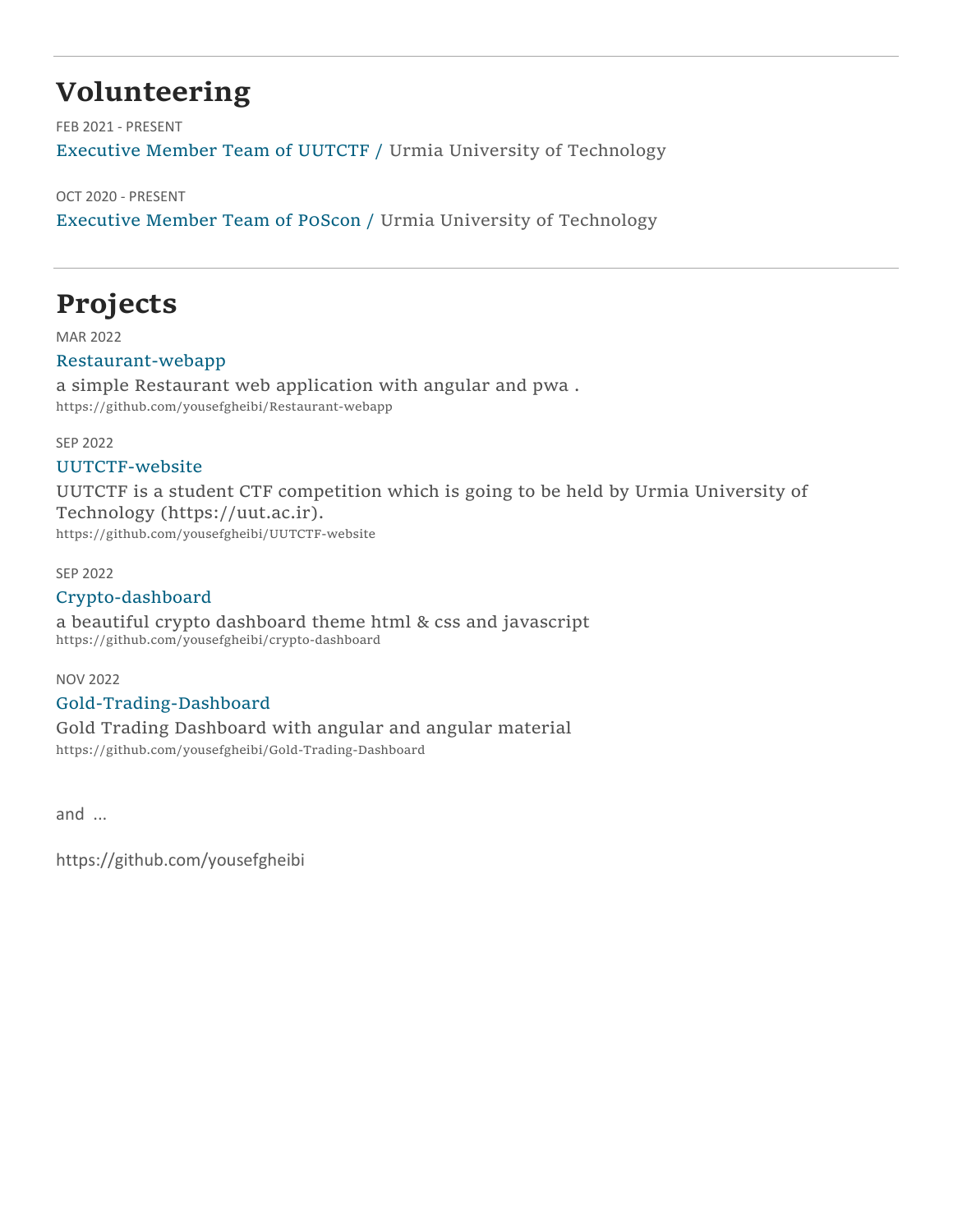## Volunteering

FEB 2021 - PRESENT

Executive Member Team of UUTCTF / Urmia University of Technology

OCT 2020 - PRESENT

Executive Member Team of POScon / Urmia University of Technology

## Projects

MAR 2022

Restaurant-webapp

a simple Restaurant web application with angular and pwa .
https://github.com/yousefgheibi/Restaurant-webapp

SEP 2022

UUTCTF-website

UUTCTF is a student CTF competition which is going to be held by Urmia University of Technology (https://uut.ac.ir).
https://github.com/yousefgheibi/UUTCTF-website

SEP 2022

Crypto-dashboard

a beautiful crypto dashboard theme html & css and javascript
https://github.com/yousefgheibi/crypto-dashboard

NOV 2022

Gold-Trading-Dashboard

Gold Trading Dashboard with angular and angular material
https://github.com/yousefgheibi/Gold-Trading-Dashboard

and ...

https://github.com/yousefgheibi